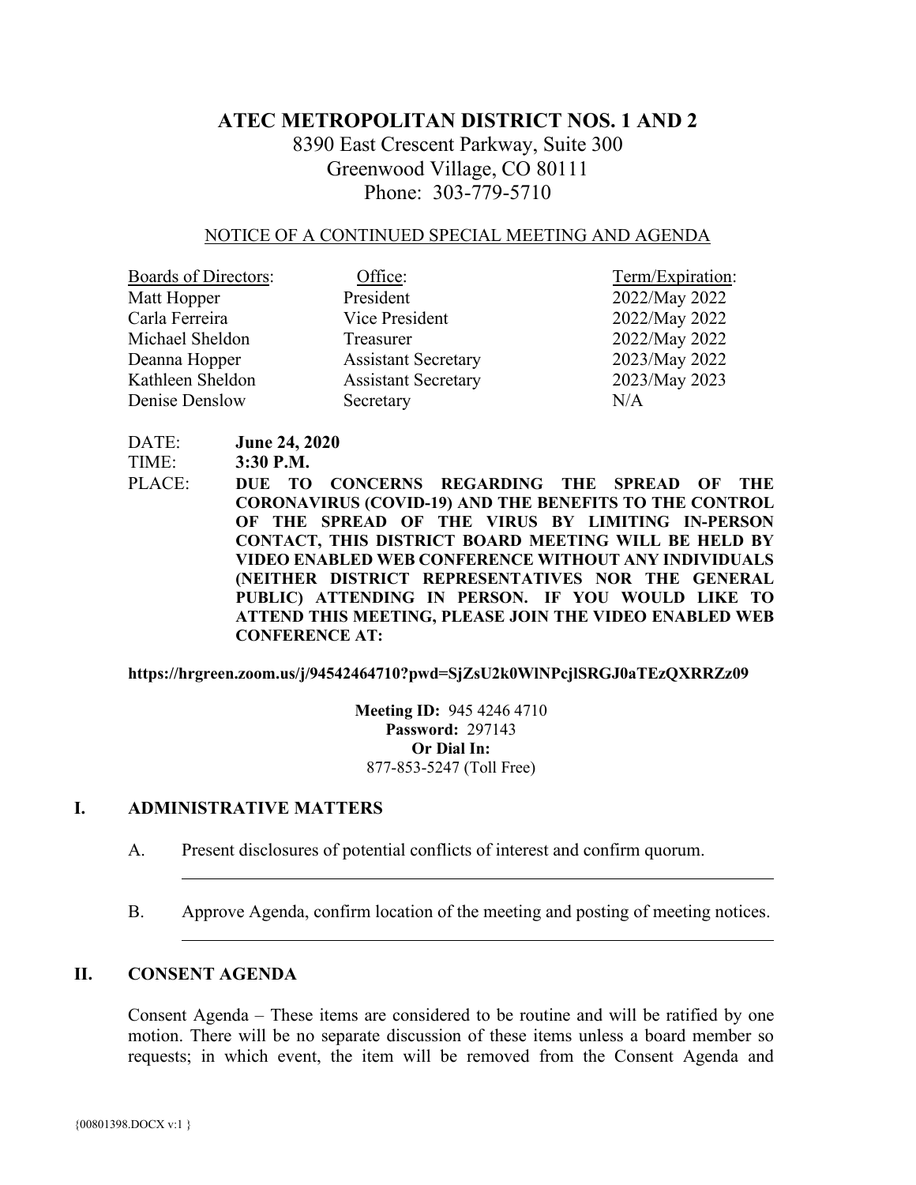# ATEC METROPOLITAN DISTRICT NOS. 1 AND 2

8390 East Crescent Parkway, Suite 300
Greenwood Village, CO 80111
Phone: 303-779-5710

NOTICE OF A CONTINUED SPECIAL MEETING AND AGENDA

| Boards of Directors: | Office: | Term/Expiration: |
| --- | --- | --- |
| Matt Hopper | President | 2022/May 2022 |
| Carla Ferreira | Vice President | 2022/May 2022 |
| Michael Sheldon | Treasurer | 2022/May 2022 |
| Deanna Hopper | Assistant Secretary | 2023/May 2022 |
| Kathleen Sheldon | Assistant Secretary | 2023/May 2023 |
| Denise Denslow | Secretary | N/A |

DATE: **June 24, 2020**

TIME: **3:30 P.M.**

PLACE: **DUE TO CONCERNS REGARDING THE SPREAD OF THE CORONAVIRUS (COVID-19) AND THE BENEFITS TO THE CONTROL OF THE SPREAD OF THE VIRUS BY LIMITING IN-PERSON CONTACT, THIS DISTRICT BOARD MEETING WILL BE HELD BY VIDEO ENABLED WEB CONFERENCE WITHOUT ANY INDIVIDUALS (NEITHER DISTRICT REPRESENTATIVES NOR THE GENERAL PUBLIC) ATTENDING IN PERSON. IF YOU WOULD LIKE TO ATTEND THIS MEETING, PLEASE JOIN THE VIDEO ENABLED WEB CONFERENCE AT:**

**https://hrgreen.zoom.us/j/94542464710?pwd=SjZsU2k0WlNPcjlSRGJ0aTEzQXRRZz09**

**Meeting ID:** 945 4246 4710
**Password:** 297143
**Or Dial In:**
877-853-5247 (Toll Free)

## I. ADMINISTRATIVE MATTERS

A. Present disclosures of potential conflicts of interest and confirm quorum.

______________________________________________________________

B. Approve Agenda, confirm location of the meeting and posting of meeting notices.

______________________________________________________________

## II. CONSENT AGENDA

Consent Agenda – These items are considered to be routine and will be ratified by one motion. There will be no separate discussion of these items unless a board member so requests; in which event, the item will be removed from the Consent Agenda and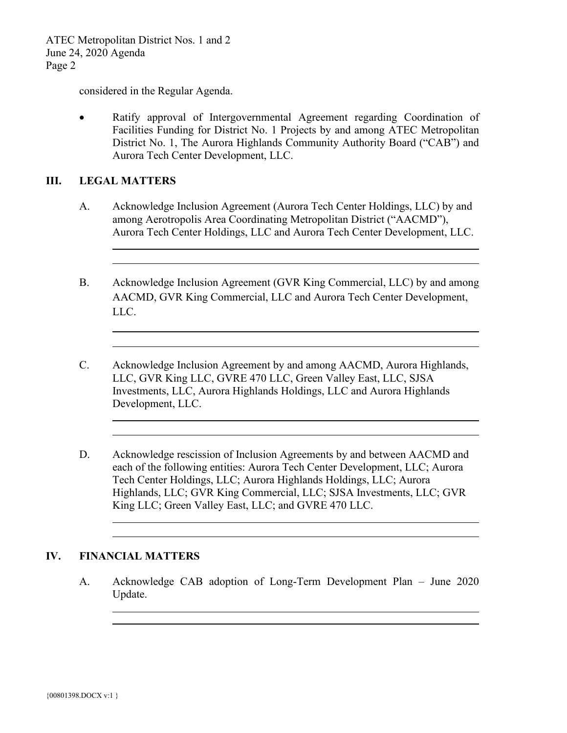considered in the Regular Agenda.

- Ratify approval of Intergovernmental Agreement regarding Coordination of Facilities Funding for District No. 1 Projects by and among ATEC Metropolitan District No. 1, The Aurora Highlands Community Authority Board ("CAB") and Aurora Tech Center Development, LLC.

## III. LEGAL MATTERS

A. Acknowledge Inclusion Agreement (Aurora Tech Center Holdings, LLC) by and among Aerotropolis Area Coordinating Metropolitan District ("AACMD"), Aurora Tech Center Holdings, LLC and Aurora Tech Center Development, LLC.

B. Acknowledge Inclusion Agreement (GVR King Commercial, LLC) by and among AACMD, GVR King Commercial, LLC and Aurora Tech Center Development, LLC.

C. Acknowledge Inclusion Agreement by and among AACMD, Aurora Highlands, LLC, GVR King LLC, GVRE 470 LLC, Green Valley East, LLC, SJSA Investments, LLC, Aurora Highlands Holdings, LLC and Aurora Highlands Development, LLC.

D. Acknowledge rescission of Inclusion Agreements by and between AACMD and each of the following entities: Aurora Tech Center Development, LLC; Aurora Tech Center Holdings, LLC; Aurora Highlands Holdings, LLC; Aurora Highlands, LLC; GVR King Commercial, LLC; SJSA Investments, LLC; GVR King LLC; Green Valley East, LLC; and GVRE 470 LLC.

## IV. FINANCIAL MATTERS

A. Acknowledge CAB adoption of Long-Term Development Plan – June 2020 Update.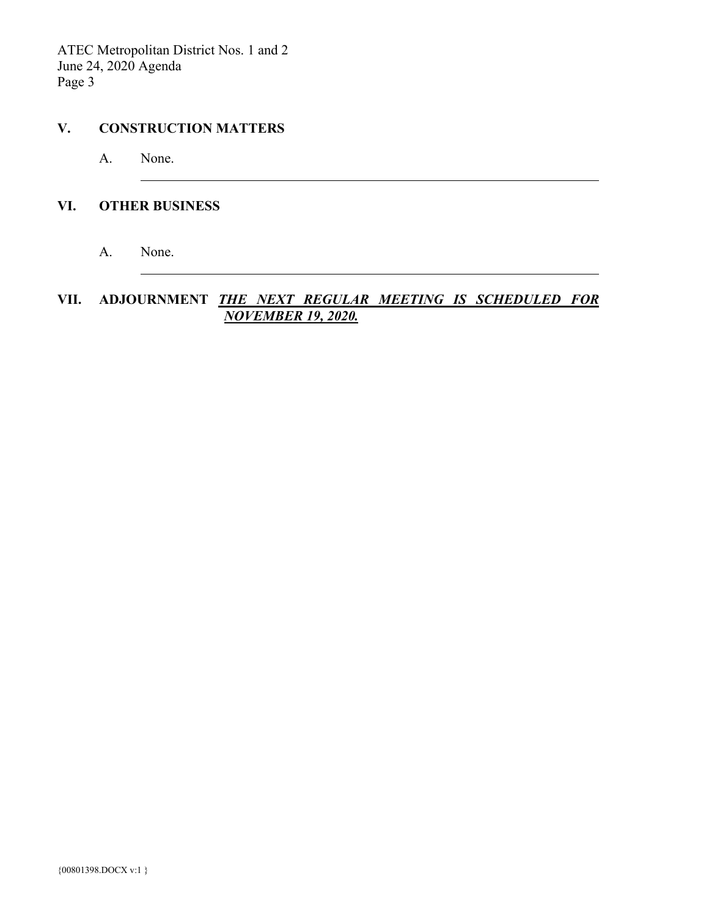## V. CONSTRUCTION MATTERS

A. None.

---

## VI. OTHER BUSINESS

A. None.

---

## VII. ADJOURNMENT ***THE NEXT REGULAR MEETING IS SCHEDULED FOR NOVEMBER 19, 2020.***

{00801398.DOCX v:1 }